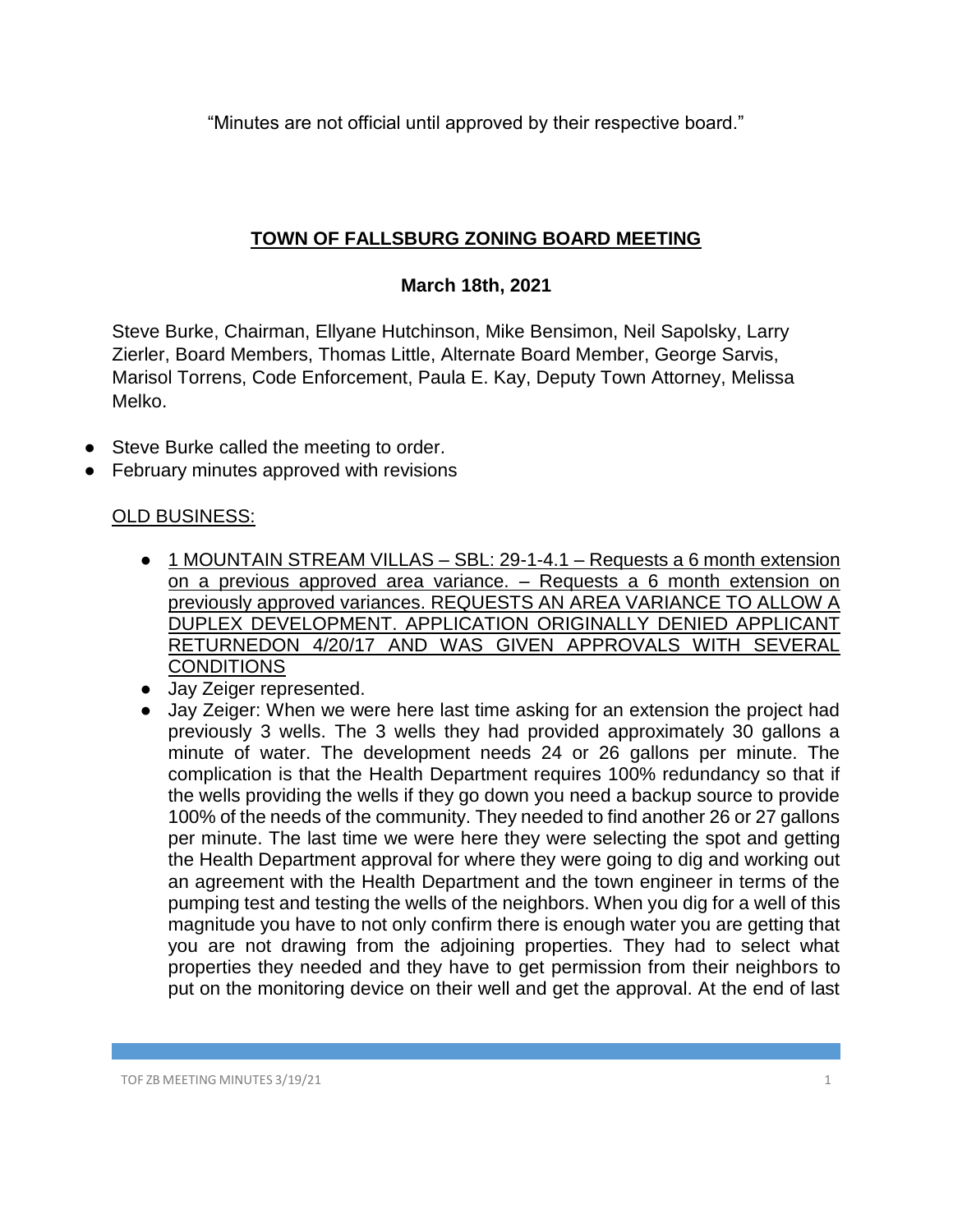"Minutes are not official until approved by their respective board."

# TOWN OF FALLSBURG ZONING BOARD MEETING

## March 18th, 2021

Steve Burke, Chairman, Ellyane Hutchinson, Mike Bensimon, Neil Sapolsky, Larry Zierler, Board Members, Thomas Little, Alternate Board Member, George Sarvis, Marisol Torrens, Code Enforcement, Paula E. Kay, Deputy Town Attorney, Melissa Melko.

- Steve Burke called the meeting to order.
- February minutes approved with revisions

OLD BUSINESS:

- 1 MOUNTAIN STREAM VILLAS – SBL: 29-1-4.1 – Requests a 6 month extension on a previous approved area variance. – Requests a 6 month extension on previously approved variances. REQUESTS AN AREA VARIANCE TO ALLOW A DUPLEX DEVELOPMENT. APPLICATION ORIGINALLY DENIED APPLICANT RETURNEDON 4/20/17 AND WAS GIVEN APPROVALS WITH SEVERAL CONDITIONS
- Jay Zeiger represented.
- Jay Zeiger: When we were here last time asking for an extension the project had previously 3 wells. The 3 wells they had provided approximately 30 gallons a minute of water. The development needs 24 or 26 gallons per minute. The complication is that the Health Department requires 100% redundancy so that if the wells providing the wells if they go down you need a backup source to provide 100% of the needs of the community. They needed to find another 26 or 27 gallons per minute. The last time we were here they were selecting the spot and getting the Health Department approval for where they were going to dig and working out an agreement with the Health Department and the town engineer in terms of the pumping test and testing the wells of the neighbors. When you dig for a well of this magnitude you have to not only confirm there is enough water you are getting that you are not drawing from the adjoining properties. They had to select what properties they needed and they have to get permission from their neighbors to put on the monitoring device on their well and get the approval. At the end of last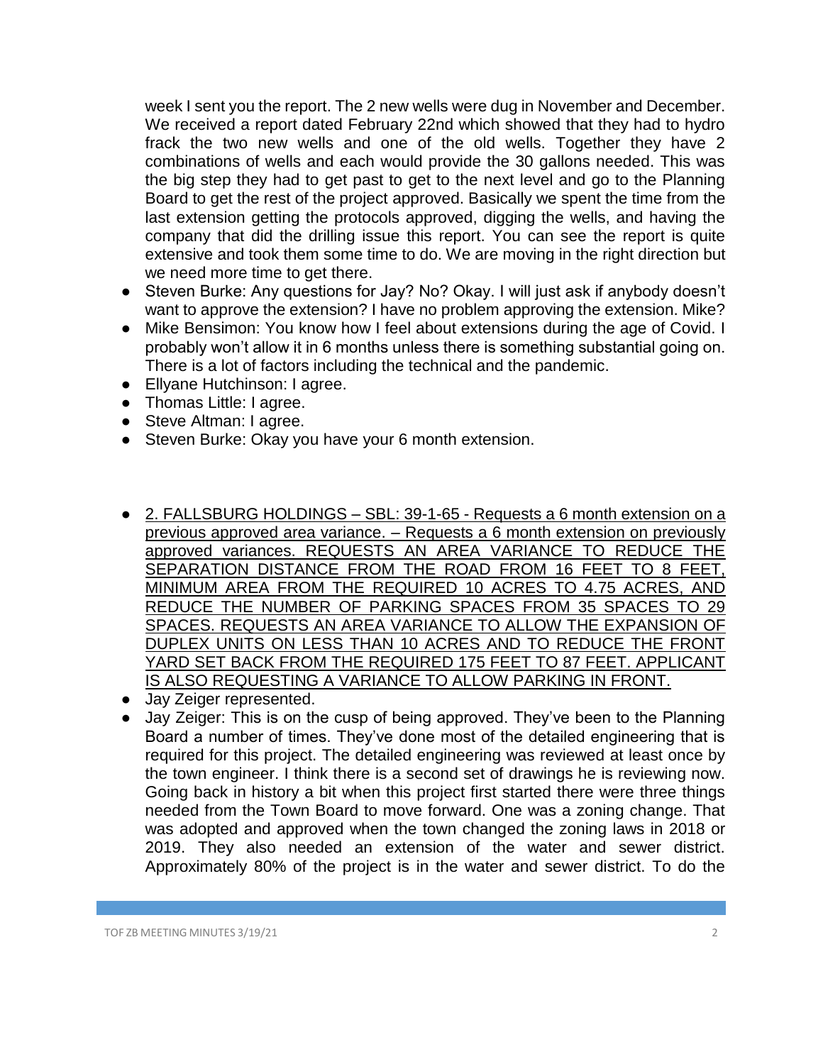week I sent you the report. The 2 new wells were dug in November and December. We received a report dated February 22nd which showed that they had to hydro frack the two new wells and one of the old wells. Together they have 2 combinations of wells and each would provide the 30 gallons needed. This was the big step they had to get past to get to the next level and go to the Planning Board to get the rest of the project approved. Basically we spent the time from the last extension getting the protocols approved, digging the wells, and having the company that did the drilling issue this report. You can see the report is quite extensive and took them some time to do. We are moving in the right direction but we need more time to get there.

- Steven Burke: Any questions for Jay? No? Okay. I will just ask if anybody doesn't want to approve the extension? I have no problem approving the extension. Mike?
- Mike Bensimon: You know how I feel about extensions during the age of Covid. I probably won't allow it in 6 months unless there is something substantial going on. There is a lot of factors including the technical and the pandemic.
- Ellyane Hutchinson: I agree.
- Thomas Little: I agree.
- Steve Altman: I agree.
- Steven Burke: Okay you have your 6 month extension.

- <u>2. FALLSBURG HOLDINGS – SBL: 39-1-65 - Requests a 6 month extension on a previous approved area variance. – Requests a 6 month extension on previously approved variances. REQUESTS AN AREA VARIANCE TO REDUCE THE SEPARATION DISTANCE FROM THE ROAD FROM 16 FEET TO 8 FEET, MINIMUM AREA FROM THE REQUIRED 10 ACRES TO 4.75 ACRES, AND REDUCE THE NUMBER OF PARKING SPACES FROM 35 SPACES TO 29 SPACES. REQUESTS AN AREA VARIANCE TO ALLOW THE EXPANSION OF DUPLEX UNITS ON LESS THAN 10 ACRES AND TO REDUCE THE FRONT YARD SET BACK FROM THE REQUIRED 175 FEET TO 87 FEET. APPLICANT IS ALSO REQUESTING A VARIANCE TO ALLOW PARKING IN FRONT.</u>
- Jay Zeiger represented.
- Jay Zeiger: This is on the cusp of being approved. They've been to the Planning Board a number of times. They've done most of the detailed engineering that is required for this project. The detailed engineering was reviewed at least once by the town engineer. I think there is a second set of drawings he is reviewing now. Going back in history a bit when this project first started there were three things needed from the Town Board to move forward. One was a zoning change. That was adopted and approved when the town changed the zoning laws in 2018 or 2019. They also needed an extension of the water and sewer district. Approximately 80% of the project is in the water and sewer district. To do the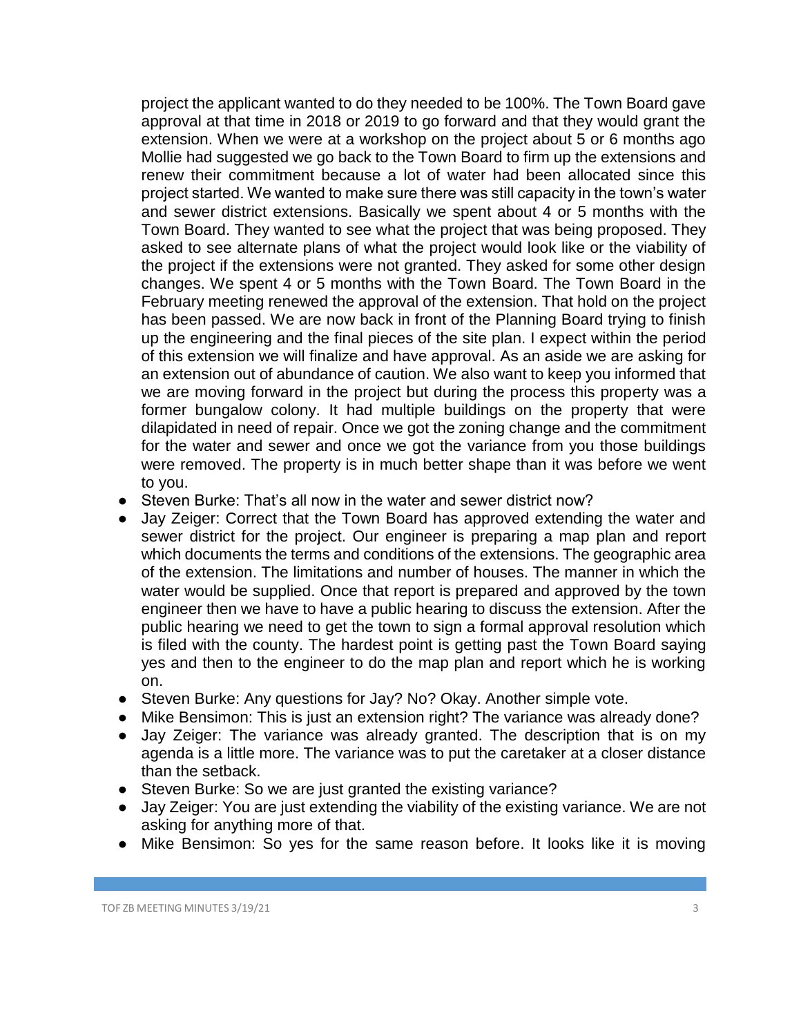project the applicant wanted to do they needed to be 100%. The Town Board gave approval at that time in 2018 or 2019 to go forward and that they would grant the extension. When we were at a workshop on the project about 5 or 6 months ago Mollie had suggested we go back to the Town Board to firm up the extensions and renew their commitment because a lot of water had been allocated since this project started. We wanted to make sure there was still capacity in the town's water and sewer district extensions. Basically we spent about 4 or 5 months with the Town Board. They wanted to see what the project that was being proposed. They asked to see alternate plans of what the project would look like or the viability of the project if the extensions were not granted. They asked for some other design changes. We spent 4 or 5 months with the Town Board. The Town Board in the February meeting renewed the approval of the extension. That hold on the project has been passed. We are now back in front of the Planning Board trying to finish up the engineering and the final pieces of the site plan. I expect within the period of this extension we will finalize and have approval. As an aside we are asking for an extension out of abundance of caution. We also want to keep you informed that we are moving forward in the project but during the process this property was a former bungalow colony. It had multiple buildings on the property that were dilapidated in need of repair. Once we got the zoning change and the commitment for the water and sewer and once we got the variance from you those buildings were removed. The property is in much better shape than it was before we went to you.

- Steven Burke: That's all now in the water and sewer district now?
- Jay Zeiger: Correct that the Town Board has approved extending the water and sewer district for the project. Our engineer is preparing a map plan and report which documents the terms and conditions of the extensions. The geographic area of the extension. The limitations and number of houses. The manner in which the water would be supplied. Once that report is prepared and approved by the town engineer then we have to have a public hearing to discuss the extension. After the public hearing we need to get the town to sign a formal approval resolution which is filed with the county. The hardest point is getting past the Town Board saying yes and then to the engineer to do the map plan and report which he is working on.
- Steven Burke: Any questions for Jay? No? Okay. Another simple vote.
- Mike Bensimon: This is just an extension right? The variance was already done?
- Jay Zeiger: The variance was already granted. The description that is on my agenda is a little more. The variance was to put the caretaker at a closer distance than the setback.
- Steven Burke: So we are just granted the existing variance?
- Jay Zeiger: You are just extending the viability of the existing variance. We are not asking for anything more of that.
- Mike Bensimon: So yes for the same reason before. It looks like it is moving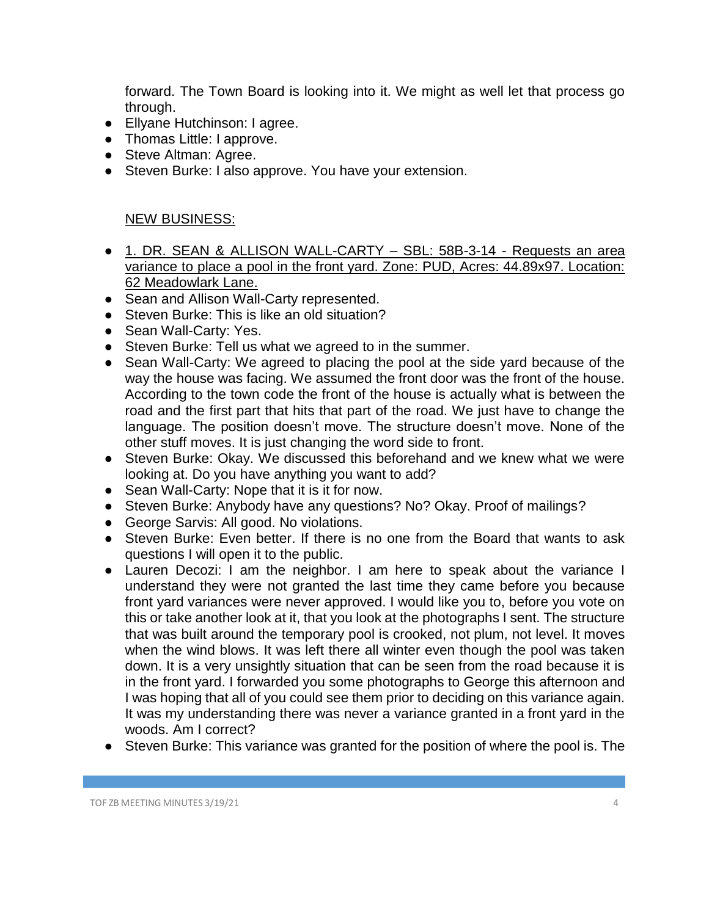forward. The Town Board is looking into it. We might as well let that process go through.

- Ellyane Hutchinson: I agree.
- Thomas Little: I approve.
- Steve Altman: Agree.
- Steven Burke: I also approve. You have your extension.

NEW BUSINESS:

- 1. DR. SEAN & ALLISON WALL-CARTY – SBL: 58B-3-14 - Requests an area variance to place a pool in the front yard. Zone: PUD, Acres: 44.89x97. Location: 62 Meadowlark Lane.
- Sean and Allison Wall-Carty represented.
- Steven Burke: This is like an old situation?
- Sean Wall-Carty: Yes.
- Steven Burke: Tell us what we agreed to in the summer.
- Sean Wall-Carty: We agreed to placing the pool at the side yard because of the way the house was facing. We assumed the front door was the front of the house. According to the town code the front of the house is actually what is between the road and the first part that hits that part of the road. We just have to change the language. The position doesn't move. The structure doesn't move. None of the other stuff moves. It is just changing the word side to front.
- Steven Burke: Okay. We discussed this beforehand and we knew what we were looking at. Do you have anything you want to add?
- Sean Wall-Carty: Nope that it is it for now.
- Steven Burke: Anybody have any questions? No? Okay. Proof of mailings?
- George Sarvis: All good. No violations.
- Steven Burke: Even better. If there is no one from the Board that wants to ask questions I will open it to the public.
- Lauren Decozi: I am the neighbor. I am here to speak about the variance I understand they were not granted the last time they came before you because front yard variances were never approved. I would like you to, before you vote on this or take another look at it, that you look at the photographs I sent. The structure that was built around the temporary pool is crooked, not plum, not level. It moves when the wind blows. It was left there all winter even though the pool was taken down. It is a very unsightly situation that can be seen from the road because it is in the front yard. I forwarded you some photographs to George this afternoon and I was hoping that all of you could see them prior to deciding on this variance again. It was my understanding there was never a variance granted in a front yard in the woods. Am I correct?
- Steven Burke: This variance was granted for the position of where the pool is. The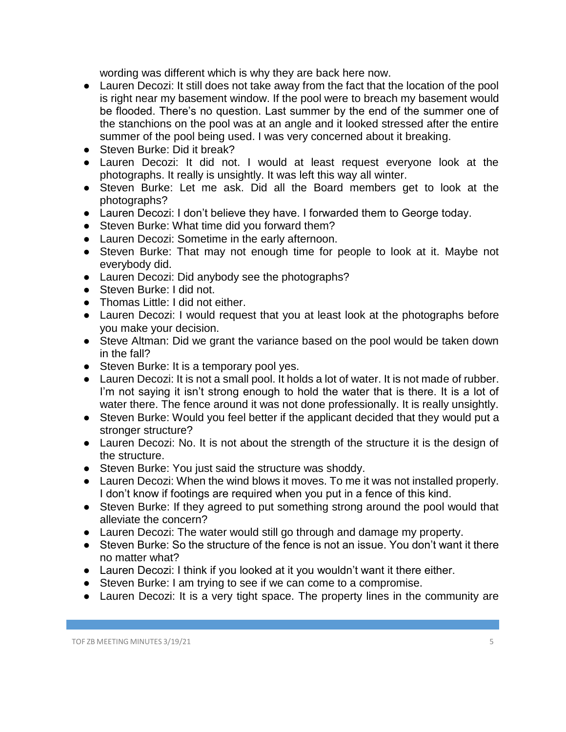wording was different which is why they are back here now.

- Lauren Decozi: It still does not take away from the fact that the location of the pool is right near my basement window. If the pool were to breach my basement would be flooded. There's no question. Last summer by the end of the summer one of the stanchions on the pool was at an angle and it looked stressed after the entire summer of the pool being used. I was very concerned about it breaking.
- Steven Burke: Did it break?
- Lauren Decozi: It did not. I would at least request everyone look at the photographs. It really is unsightly. It was left this way all winter.
- Steven Burke: Let me ask. Did all the Board members get to look at the photographs?
- Lauren Decozi: I don't believe they have. I forwarded them to George today.
- Steven Burke: What time did you forward them?
- Lauren Decozi: Sometime in the early afternoon.
- Steven Burke: That may not enough time for people to look at it. Maybe not everybody did.
- Lauren Decozi: Did anybody see the photographs?
- Steven Burke: I did not.
- Thomas Little: I did not either.
- Lauren Decozi: I would request that you at least look at the photographs before you make your decision.
- Steve Altman: Did we grant the variance based on the pool would be taken down in the fall?
- Steven Burke: It is a temporary pool yes.
- Lauren Decozi: It is not a small pool. It holds a lot of water. It is not made of rubber. I'm not saying it isn't strong enough to hold the water that is there. It is a lot of water there. The fence around it was not done professionally. It is really unsightly.
- Steven Burke: Would you feel better if the applicant decided that they would put a stronger structure?
- Lauren Decozi: No. It is not about the strength of the structure it is the design of the structure.
- Steven Burke: You just said the structure was shoddy.
- Lauren Decozi: When the wind blows it moves. To me it was not installed properly. I don't know if footings are required when you put in a fence of this kind.
- Steven Burke: If they agreed to put something strong around the pool would that alleviate the concern?
- Lauren Decozi: The water would still go through and damage my property.
- Steven Burke: So the structure of the fence is not an issue. You don't want it there no matter what?
- Lauren Decozi: I think if you looked at it you wouldn't want it there either.
- Steven Burke: I am trying to see if we can come to a compromise.
- Lauren Decozi: It is a very tight space. The property lines in the community are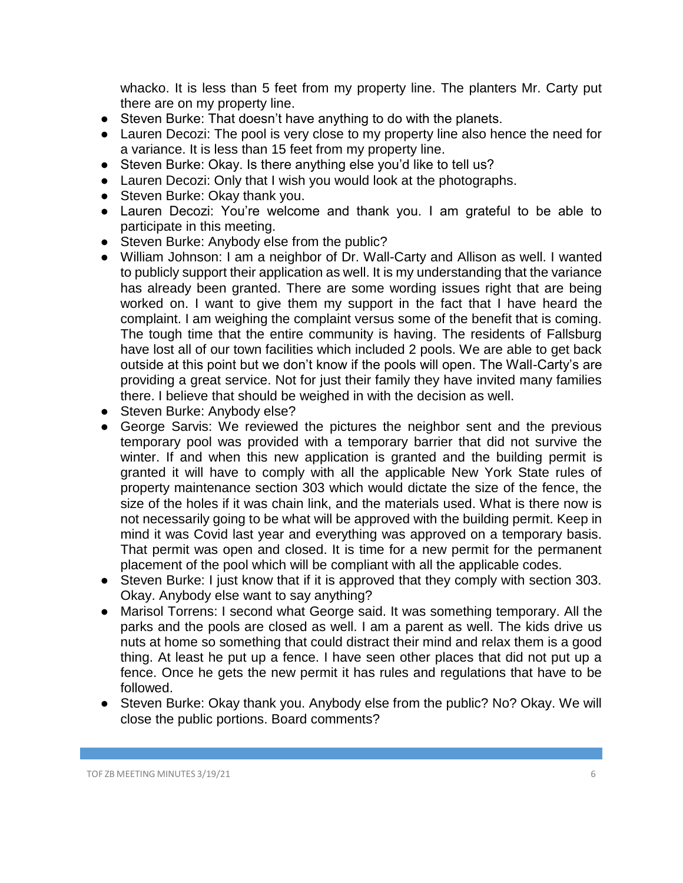whacko. It is less than 5 feet from my property line. The planters Mr. Carty put there are on my property line.

- Steven Burke: That doesn't have anything to do with the planets.
- Lauren Decozi: The pool is very close to my property line also hence the need for a variance. It is less than 15 feet from my property line.
- Steven Burke: Okay. Is there anything else you'd like to tell us?
- Lauren Decozi: Only that I wish you would look at the photographs.
- Steven Burke: Okay thank you.
- Lauren Decozi: You're welcome and thank you. I am grateful to be able to participate in this meeting.
- Steven Burke: Anybody else from the public?
- William Johnson: I am a neighbor of Dr. Wall-Carty and Allison as well. I wanted to publicly support their application as well. It is my understanding that the variance has already been granted. There are some wording issues right that are being worked on. I want to give them my support in the fact that I have heard the complaint. I am weighing the complaint versus some of the benefit that is coming. The tough time that the entire community is having. The residents of Fallsburg have lost all of our town facilities which included 2 pools. We are able to get back outside at this point but we don't know if the pools will open. The Wall-Carty's are providing a great service. Not for just their family they have invited many families there. I believe that should be weighed in with the decision as well.
- Steven Burke: Anybody else?
- George Sarvis: We reviewed the pictures the neighbor sent and the previous temporary pool was provided with a temporary barrier that did not survive the winter. If and when this new application is granted and the building permit is granted it will have to comply with all the applicable New York State rules of property maintenance section 303 which would dictate the size of the fence, the size of the holes if it was chain link, and the materials used. What is there now is not necessarily going to be what will be approved with the building permit. Keep in mind it was Covid last year and everything was approved on a temporary basis. That permit was open and closed. It is time for a new permit for the permanent placement of the pool which will be compliant with all the applicable codes.
- Steven Burke: I just know that if it is approved that they comply with section 303. Okay. Anybody else want to say anything?
- Marisol Torrens: I second what George said. It was something temporary. All the parks and the pools are closed as well. I am a parent as well. The kids drive us nuts at home so something that could distract their mind and relax them is a good thing. At least he put up a fence. I have seen other places that did not put up a fence. Once he gets the new permit it has rules and regulations that have to be followed.
- Steven Burke: Okay thank you. Anybody else from the public? No? Okay. We will close the public portions. Board comments?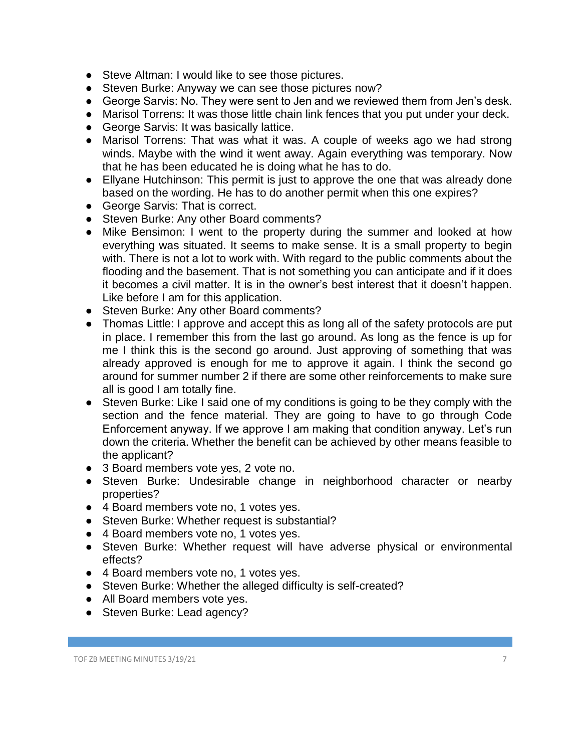- Steve Altman: I would like to see those pictures.
- Steven Burke: Anyway we can see those pictures now?
- George Sarvis: No. They were sent to Jen and we reviewed them from Jen's desk.
- Marisol Torrens: It was those little chain link fences that you put under your deck.
- George Sarvis: It was basically lattice.
- Marisol Torrens: That was what it was. A couple of weeks ago we had strong winds. Maybe with the wind it went away. Again everything was temporary. Now that he has been educated he is doing what he has to do.
- Ellyane Hutchinson: This permit is just to approve the one that was already done based on the wording. He has to do another permit when this one expires?
- George Sarvis: That is correct.
- Steven Burke: Any other Board comments?
- Mike Bensimon: I went to the property during the summer and looked at how everything was situated. It seems to make sense. It is a small property to begin with. There is not a lot to work with. With regard to the public comments about the flooding and the basement. That is not something you can anticipate and if it does it becomes a civil matter. It is in the owner's best interest that it doesn't happen. Like before I am for this application.
- Steven Burke: Any other Board comments?
- Thomas Little: I approve and accept this as long all of the safety protocols are put in place. I remember this from the last go around. As long as the fence is up for me I think this is the second go around. Just approving of something that was already approved is enough for me to approve it again. I think the second go around for summer number 2 if there are some other reinforcements to make sure all is good I am totally fine.
- Steven Burke: Like I said one of my conditions is going to be they comply with the section and the fence material. They are going to have to go through Code Enforcement anyway. If we approve I am making that condition anyway. Let's run down the criteria. Whether the benefit can be achieved by other means feasible to the applicant?
- 3 Board members vote yes, 2 vote no.
- Steven Burke: Undesirable change in neighborhood character or nearby properties?
- 4 Board members vote no, 1 votes yes.
- Steven Burke: Whether request is substantial?
- 4 Board members vote no, 1 votes yes.
- Steven Burke: Whether request will have adverse physical or environmental effects?
- 4 Board members vote no, 1 votes yes.
- Steven Burke: Whether the alleged difficulty is self-created?
- All Board members vote yes.
- Steven Burke: Lead agency?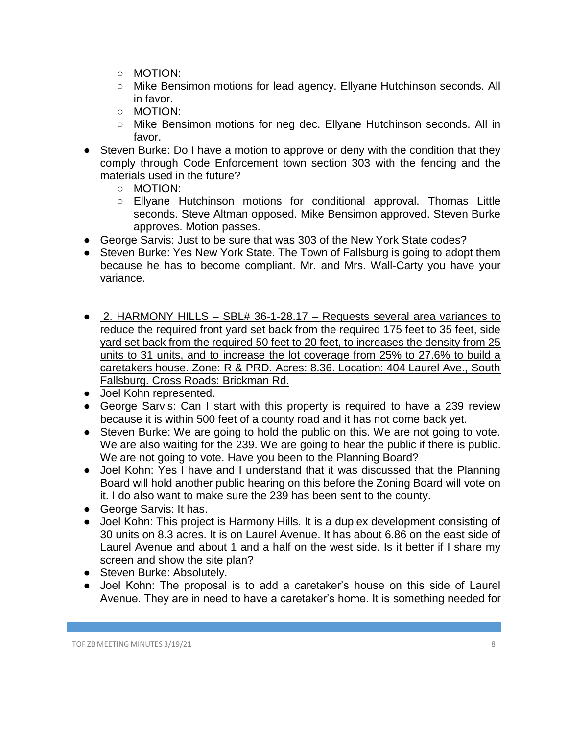- MOTION:
- Mike Bensimon motions for lead agency. Ellyane Hutchinson seconds. All in favor.
- MOTION:
- Mike Bensimon motions for neg dec. Ellyane Hutchinson seconds. All in favor.

- Steven Burke: Do I have a motion to approve or deny with the condition that they comply through Code Enforcement town section 303 with the fencing and the materials used in the future?
  - MOTION:
  - Ellyane Hutchinson motions for conditional approval. Thomas Little seconds. Steve Altman opposed. Mike Bensimon approved. Steven Burke approves. Motion passes.
- George Sarvis: Just to be sure that was 303 of the New York State codes?
- Steven Burke: Yes New York State. The Town of Fallsburg is going to adopt them because he has to become compliant. Mr. and Mrs. Wall-Carty you have your variance.

- 2. HARMONY HILLS – SBL# 36-1-28.17 – Requests several area variances to reduce the required front yard set back from the required 175 feet to 35 feet, side yard set back from the required 50 feet to 20 feet, to increases the density from 25 units to 31 units, and to increase the lot coverage from 25% to 27.6% to build a caretakers house. Zone: R & PRD. Acres: 8.36. Location: 404 Laurel Ave., South Fallsburg. Cross Roads: Brickman Rd.
- Joel Kohn represented.
- George Sarvis: Can I start with this property is required to have a 239 review because it is within 500 feet of a county road and it has not come back yet.
- Steven Burke: We are going to hold the public on this. We are not going to vote. We are also waiting for the 239. We are going to hear the public if there is public. We are not going to vote. Have you been to the Planning Board?
- Joel Kohn: Yes I have and I understand that it was discussed that the Planning Board will hold another public hearing on this before the Zoning Board will vote on it. I do also want to make sure the 239 has been sent to the county.
- George Sarvis: It has.
- Joel Kohn: This project is Harmony Hills. It is a duplex development consisting of 30 units on 8.3 acres. It is on Laurel Avenue. It has about 6.86 on the east side of Laurel Avenue and about 1 and a half on the west side. Is it better if I share my screen and show the site plan?
- Steven Burke: Absolutely.
- Joel Kohn: The proposal is to add a caretaker's house on this side of Laurel Avenue. They are in need to have a caretaker's home. It is something needed for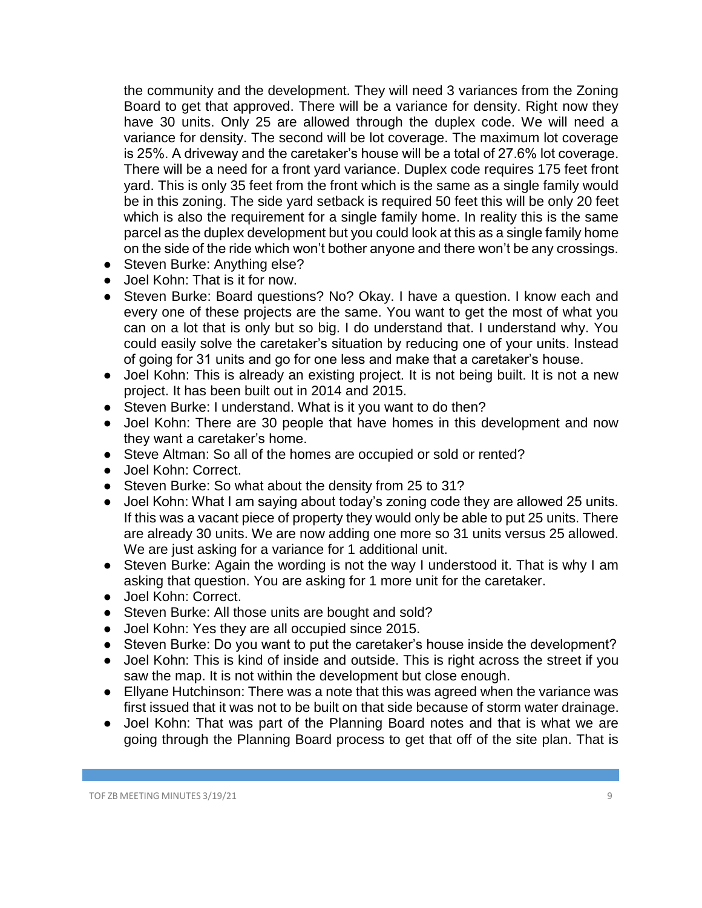the community and the development. They will need 3 variances from the Zoning Board to get that approved. There will be a variance for density. Right now they have 30 units. Only 25 are allowed through the duplex code. We will need a variance for density. The second will be lot coverage. The maximum lot coverage is 25%. A driveway and the caretaker's house will be a total of 27.6% lot coverage. There will be a need for a front yard variance. Duplex code requires 175 feet front yard. This is only 35 feet from the front which is the same as a single family would be in this zoning. The side yard setback is required 50 feet this will be only 20 feet which is also the requirement for a single family home. In reality this is the same parcel as the duplex development but you could look at this as a single family home on the side of the ride which won't bother anyone and there won't be any crossings.

- Steven Burke: Anything else?
- Joel Kohn: That is it for now.
- Steven Burke: Board questions? No? Okay. I have a question. I know each and every one of these projects are the same. You want to get the most of what you can on a lot that is only but so big. I do understand that. I understand why. You could easily solve the caretaker's situation by reducing one of your units. Instead of going for 31 units and go for one less and make that a caretaker's house.
- Joel Kohn: This is already an existing project. It is not being built. It is not a new project. It has been built out in 2014 and 2015.
- Steven Burke: I understand. What is it you want to do then?
- Joel Kohn: There are 30 people that have homes in this development and now they want a caretaker's home.
- Steve Altman: So all of the homes are occupied or sold or rented?
- Joel Kohn: Correct.
- Steven Burke: So what about the density from 25 to 31?
- Joel Kohn: What I am saying about today's zoning code they are allowed 25 units. If this was a vacant piece of property they would only be able to put 25 units. There are already 30 units. We are now adding one more so 31 units versus 25 allowed. We are just asking for a variance for 1 additional unit.
- Steven Burke: Again the wording is not the way I understood it. That is why I am asking that question. You are asking for 1 more unit for the caretaker.
- Joel Kohn: Correct.
- Steven Burke: All those units are bought and sold?
- Joel Kohn: Yes they are all occupied since 2015.
- Steven Burke: Do you want to put the caretaker's house inside the development?
- Joel Kohn: This is kind of inside and outside. This is right across the street if you saw the map. It is not within the development but close enough.
- Ellyane Hutchinson: There was a note that this was agreed when the variance was first issued that it was not to be built on that side because of storm water drainage.
- Joel Kohn: That was part of the Planning Board notes and that is what we are going through the Planning Board process to get that off of the site plan. That is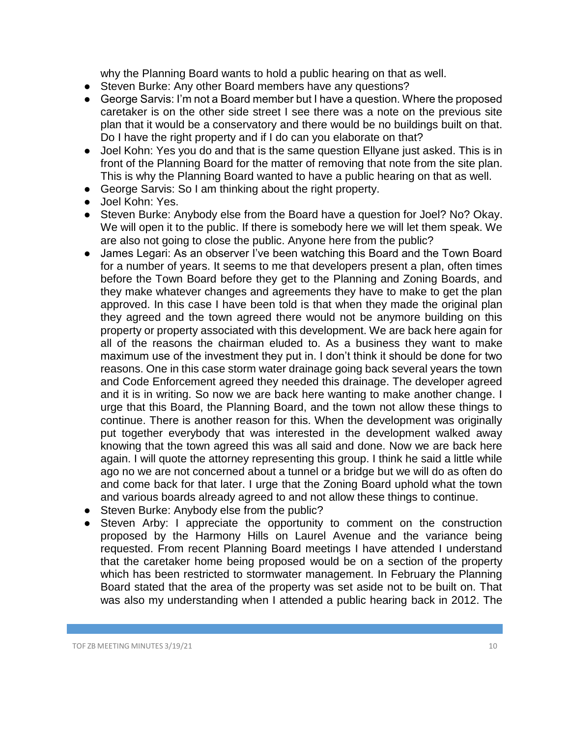why the Planning Board wants to hold a public hearing on that as well.

- Steven Burke: Any other Board members have any questions?
- George Sarvis: I'm not a Board member but I have a question. Where the proposed caretaker is on the other side street I see there was a note on the previous site plan that it would be a conservatory and there would be no buildings built on that. Do I have the right property and if I do can you elaborate on that?
- Joel Kohn: Yes you do and that is the same question Ellyane just asked. This is in front of the Planning Board for the matter of removing that note from the site plan. This is why the Planning Board wanted to have a public hearing on that as well.
- George Sarvis: So I am thinking about the right property.
- Joel Kohn: Yes.
- Steven Burke: Anybody else from the Board have a question for Joel? No? Okay. We will open it to the public. If there is somebody here we will let them speak. We are also not going to close the public. Anyone here from the public?
- James Legari: As an observer I've been watching this Board and the Town Board for a number of years. It seems to me that developers present a plan, often times before the Town Board before they get to the Planning and Zoning Boards, and they make whatever changes and agreements they have to make to get the plan approved. In this case I have been told is that when they made the original plan they agreed and the town agreed there would not be anymore building on this property or property associated with this development. We are back here again for all of the reasons the chairman eluded to. As a business they want to make maximum use of the investment they put in. I don't think it should be done for two reasons. One in this case storm water drainage going back several years the town and Code Enforcement agreed they needed this drainage. The developer agreed and it is in writing. So now we are back here wanting to make another change. I urge that this Board, the Planning Board, and the town not allow these things to continue. There is another reason for this. When the development was originally put together everybody that was interested in the development walked away knowing that the town agreed this was all said and done. Now we are back here again. I will quote the attorney representing this group. I think he said a little while ago no we are not concerned about a tunnel or a bridge but we will do as often do and come back for that later. I urge that the Zoning Board uphold what the town and various boards already agreed to and not allow these things to continue.
- Steven Burke: Anybody else from the public?
- Steven Arby: I appreciate the opportunity to comment on the construction proposed by the Harmony Hills on Laurel Avenue and the variance being requested. From recent Planning Board meetings I have attended I understand that the caretaker home being proposed would be on a section of the property which has been restricted to stormwater management. In February the Planning Board stated that the area of the property was set aside not to be built on. That was also my understanding when I attended a public hearing back in 2012. The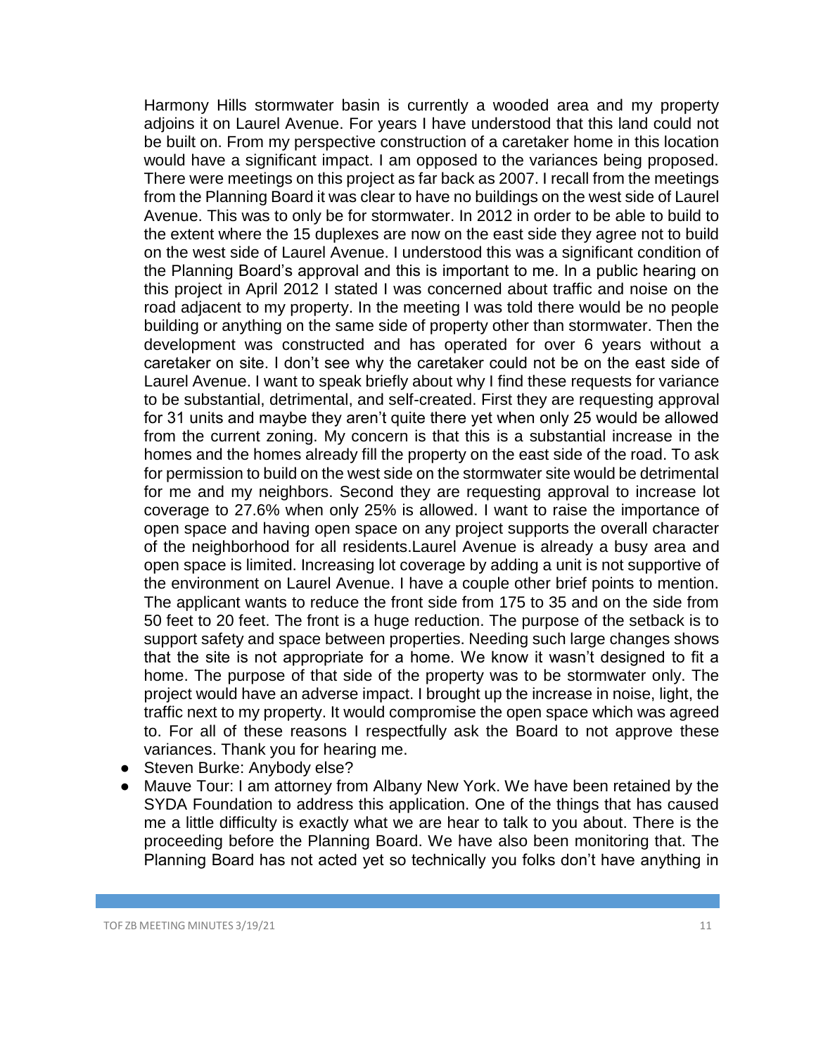Harmony Hills stormwater basin is currently a wooded area and my property adjoins it on Laurel Avenue. For years I have understood that this land could not be built on. From my perspective construction of a caretaker home in this location would have a significant impact. I am opposed to the variances being proposed. There were meetings on this project as far back as 2007. I recall from the meetings from the Planning Board it was clear to have no buildings on the west side of Laurel Avenue. This was to only be for stormwater. In 2012 in order to be able to build to the extent where the 15 duplexes are now on the east side they agree not to build on the west side of Laurel Avenue. I understood this was a significant condition of the Planning Board's approval and this is important to me. In a public hearing on this project in April 2012 I stated I was concerned about traffic and noise on the road adjacent to my property. In the meeting I was told there would be no people building or anything on the same side of property other than stormwater. Then the development was constructed and has operated for over 6 years without a caretaker on site. I don't see why the caretaker could not be on the east side of Laurel Avenue. I want to speak briefly about why I find these requests for variance to be substantial, detrimental, and self-created. First they are requesting approval for 31 units and maybe they aren't quite there yet when only 25 would be allowed from the current zoning. My concern is that this is a substantial increase in the homes and the homes already fill the property on the east side of the road. To ask for permission to build on the west side on the stormwater site would be detrimental for me and my neighbors. Second they are requesting approval to increase lot coverage to 27.6% when only 25% is allowed. I want to raise the importance of open space and having open space on any project supports the overall character of the neighborhood for all residents.Laurel Avenue is already a busy area and open space is limited. Increasing lot coverage by adding a unit is not supportive of the environment on Laurel Avenue. I have a couple other brief points to mention. The applicant wants to reduce the front side from 175 to 35 and on the side from 50 feet to 20 feet. The front is a huge reduction. The purpose of the setback is to support safety and space between properties. Needing such large changes shows that the site is not appropriate for a home. We know it wasn't designed to fit a home. The purpose of that side of the property was to be stormwater only. The project would have an adverse impact. I brought up the increase in noise, light, the traffic next to my property. It would compromise the open space which was agreed to. For all of these reasons I respectfully ask the Board to not approve these variances. Thank you for hearing me.

- Steven Burke: Anybody else?
- Mauve Tour: I am attorney from Albany New York. We have been retained by the SYDA Foundation to address this application. One of the things that has caused me a little difficulty is exactly what we are hear to talk to you about. There is the proceeding before the Planning Board. We have also been monitoring that. The Planning Board has not acted yet so technically you folks don't have anything in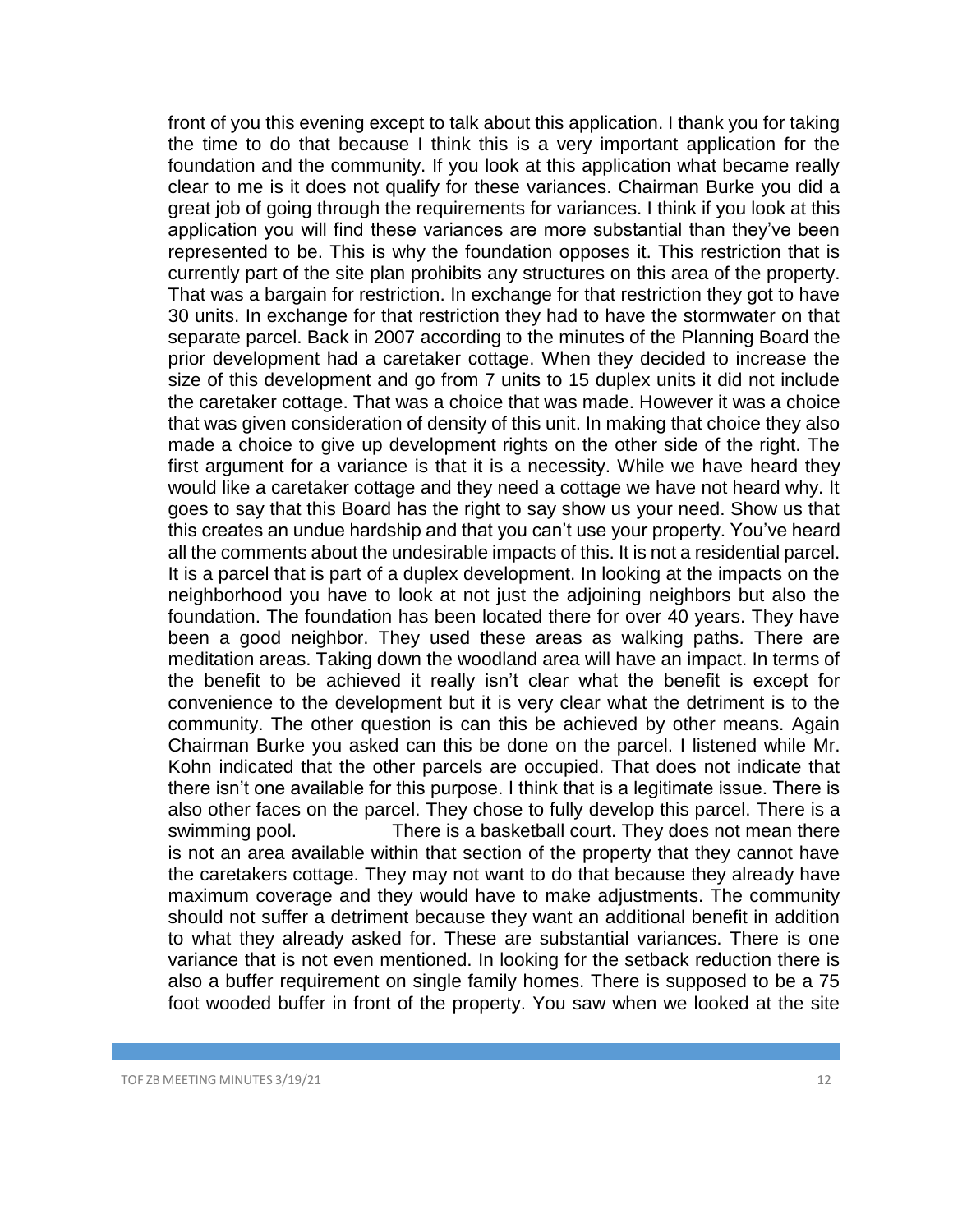front of you this evening except to talk about this application. I thank you for taking the time to do that because I think this is a very important application for the foundation and the community. If you look at this application what became really clear to me is it does not qualify for these variances. Chairman Burke you did a great job of going through the requirements for variances. I think if you look at this application you will find these variances are more substantial than they've been represented to be. This is why the foundation opposes it. This restriction that is currently part of the site plan prohibits any structures on this area of the property. That was a bargain for restriction. In exchange for that restriction they got to have 30 units. In exchange for that restriction they had to have the stormwater on that separate parcel. Back in 2007 according to the minutes of the Planning Board the prior development had a caretaker cottage. When they decided to increase the size of this development and go from 7 units to 15 duplex units it did not include the caretaker cottage. That was a choice that was made. However it was a choice that was given consideration of density of this unit. In making that choice they also made a choice to give up development rights on the other side of the right. The first argument for a variance is that it is a necessity. While we have heard they would like a caretaker cottage and they need a cottage we have not heard why. It goes to say that this Board has the right to say show us your need. Show us that this creates an undue hardship and that you can't use your property. You've heard all the comments about the undesirable impacts of this. It is not a residential parcel. It is a parcel that is part of a duplex development. In looking at the impacts on the neighborhood you have to look at not just the adjoining neighbors but also the foundation. The foundation has been located there for over 40 years. They have been a good neighbor. They used these areas as walking paths. There are meditation areas. Taking down the woodland area will have an impact. In terms of the benefit to be achieved it really isn't clear what the benefit is except for convenience to the development but it is very clear what the detriment is to the community. The other question is can this be achieved by other means. Again Chairman Burke you asked can this be done on the parcel. I listened while Mr. Kohn indicated that the other parcels are occupied. That does not indicate that there isn't one available for this purpose. I think that is a legitimate issue. There is also other faces on the parcel. They chose to fully develop this parcel. There is a swimming pool. There is a basketball court. They does not mean there is not an area available within that section of the property that they cannot have the caretakers cottage. They may not want to do that because they already have maximum coverage and they would have to make adjustments. The community should not suffer a detriment because they want an additional benefit in addition to what they already asked for. These are substantial variances. There is one variance that is not even mentioned. In looking for the setback reduction there is also a buffer requirement on single family homes. There is supposed to be a 75 foot wooded buffer in front of the property. You saw when we looked at the site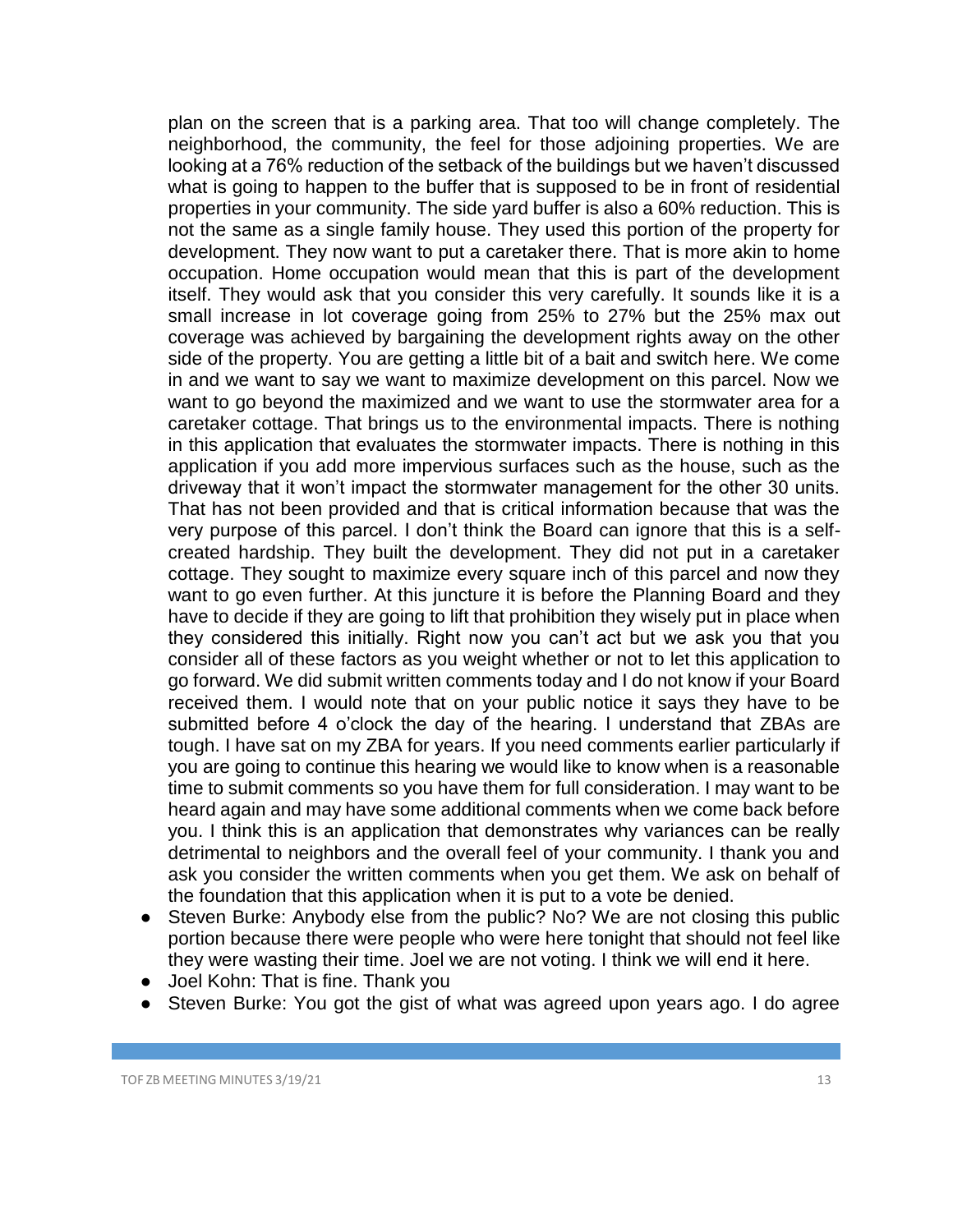plan on the screen that is a parking area. That too will change completely. The neighborhood, the community, the feel for those adjoining properties. We are looking at a 76% reduction of the setback of the buildings but we haven't discussed what is going to happen to the buffer that is supposed to be in front of residential properties in your community. The side yard buffer is also a 60% reduction. This is not the same as a single family house. They used this portion of the property for development. They now want to put a caretaker there. That is more akin to home occupation. Home occupation would mean that this is part of the development itself. They would ask that you consider this very carefully. It sounds like it is a small increase in lot coverage going from 25% to 27% but the 25% max out coverage was achieved by bargaining the development rights away on the other side of the property. You are getting a little bit of a bait and switch here. We come in and we want to say we want to maximize development on this parcel. Now we want to go beyond the maximized and we want to use the stormwater area for a caretaker cottage. That brings us to the environmental impacts. There is nothing in this application that evaluates the stormwater impacts. There is nothing in this application if you add more impervious surfaces such as the house, such as the driveway that it won't impact the stormwater management for the other 30 units. That has not been provided and that is critical information because that was the very purpose of this parcel. I don't think the Board can ignore that this is a self-created hardship. They built the development. They did not put in a caretaker cottage. They sought to maximize every square inch of this parcel and now they want to go even further. At this juncture it is before the Planning Board and they have to decide if they are going to lift that prohibition they wisely put in place when they considered this initially. Right now you can't act but we ask you that you consider all of these factors as you weight whether or not to let this application to go forward. We did submit written comments today and I do not know if your Board received them. I would note that on your public notice it says they have to be submitted before 4 o'clock the day of the hearing. I understand that ZBAs are tough. I have sat on my ZBA for years. If you need comments earlier particularly if you are going to continue this hearing we would like to know when is a reasonable time to submit comments so you have them for full consideration. I may want to be heard again and may have some additional comments when we come back before you. I think this is an application that demonstrates why variances can be really detrimental to neighbors and the overall feel of your community. I thank you and ask you consider the written comments when you get them. We ask on behalf of the foundation that this application when it is put to a vote be denied.

- Steven Burke: Anybody else from the public? No? We are not closing this public portion because there were people who were here tonight that should not feel like they were wasting their time. Joel we are not voting. I think we will end it here.
- Joel Kohn: That is fine. Thank you
- Steven Burke: You got the gist of what was agreed upon years ago. I do agree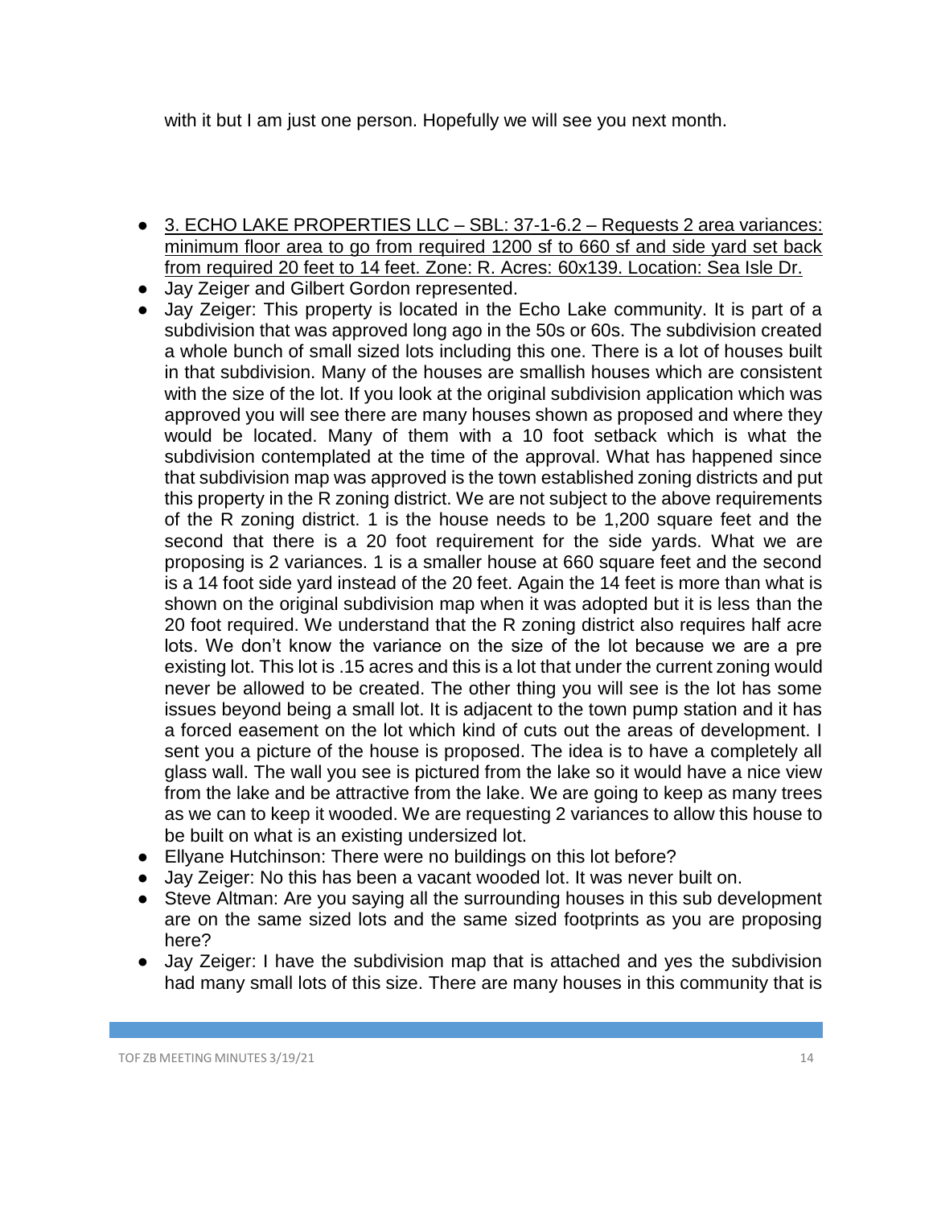with it but I am just one person. Hopefully we will see you next month.

- <u>3. ECHO LAKE PROPERTIES LLC – SBL: 37-1-6.2 – Requests 2 area variances: minimum floor area to go from required 1200 sf to 660 sf and side yard set back from required 20 feet to 14 feet. Zone: R. Acres: 60x139. Location: Sea Isle Dr.</u>
- Jay Zeiger and Gilbert Gordon represented.
- Jay Zeiger: This property is located in the Echo Lake community. It is part of a subdivision that was approved long ago in the 50s or 60s. The subdivision created a whole bunch of small sized lots including this one. There is a lot of houses built in that subdivision. Many of the houses are smallish houses which are consistent with the size of the lot. If you look at the original subdivision application which was approved you will see there are many houses shown as proposed and where they would be located. Many of them with a 10 foot setback which is what the subdivision contemplated at the time of the approval. What has happened since that subdivision map was approved is the town established zoning districts and put this property in the R zoning district. We are not subject to the above requirements of the R zoning district. 1 is the house needs to be 1,200 square feet and the second that there is a 20 foot requirement for the side yards. What we are proposing is 2 variances. 1 is a smaller house at 660 square feet and the second is a 14 foot side yard instead of the 20 feet. Again the 14 feet is more than what is shown on the original subdivision map when it was adopted but it is less than the 20 foot required. We understand that the R zoning district also requires half acre lots. We don't know the variance on the size of the lot because we are a pre existing lot. This lot is .15 acres and this is a lot that under the current zoning would never be allowed to be created. The other thing you will see is the lot has some issues beyond being a small lot. It is adjacent to the town pump station and it has a forced easement on the lot which kind of cuts out the areas of development. I sent you a picture of the house is proposed. The idea is to have a completely all glass wall. The wall you see is pictured from the lake so it would have a nice view from the lake and be attractive from the lake. We are going to keep as many trees as we can to keep it wooded. We are requesting 2 variances to allow this house to be built on what is an existing undersized lot.
- Ellyane Hutchinson: There were no buildings on this lot before?
- Jay Zeiger: No this has been a vacant wooded lot. It was never built on.
- Steve Altman: Are you saying all the surrounding houses in this sub development are on the same sized lots and the same sized footprints as you are proposing here?
- Jay Zeiger: I have the subdivision map that is attached and yes the subdivision had many small lots of this size. There are many houses in this community that is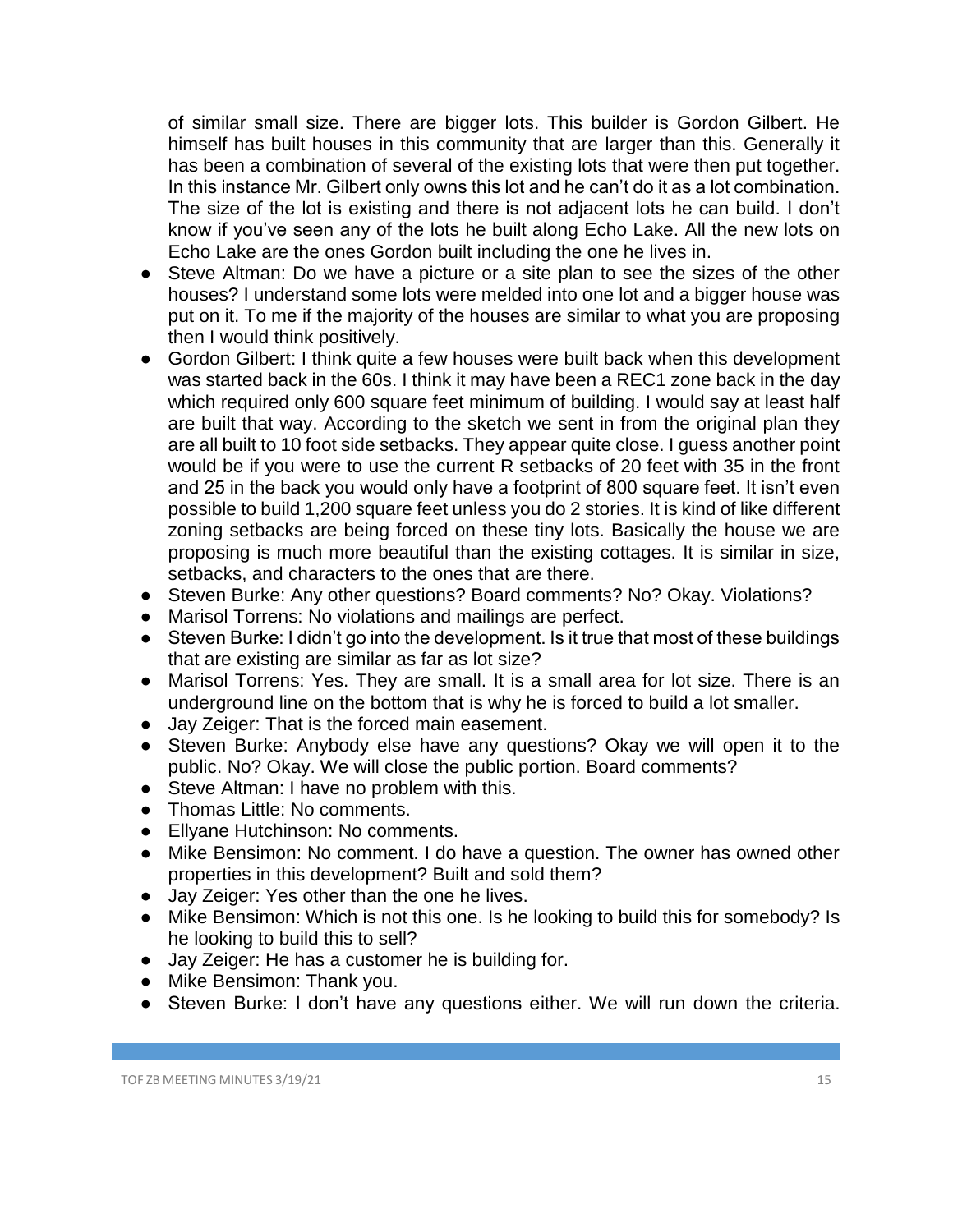of similar small size. There are bigger lots. This builder is Gordon Gilbert. He himself has built houses in this community that are larger than this. Generally it has been a combination of several of the existing lots that were then put together. In this instance Mr. Gilbert only owns this lot and he can't do it as a lot combination. The size of the lot is existing and there is not adjacent lots he can build. I don't know if you've seen any of the lots he built along Echo Lake. All the new lots on Echo Lake are the ones Gordon built including the one he lives in.

- Steve Altman: Do we have a picture or a site plan to see the sizes of the other houses? I understand some lots were melded into one lot and a bigger house was put on it. To me if the majority of the houses are similar to what you are proposing then I would think positively.
- Gordon Gilbert: I think quite a few houses were built back when this development was started back in the 60s. I think it may have been a REC1 zone back in the day which required only 600 square feet minimum of building. I would say at least half are built that way. According to the sketch we sent in from the original plan they are all built to 10 foot side setbacks. They appear quite close. I guess another point would be if you were to use the current R setbacks of 20 feet with 35 in the front and 25 in the back you would only have a footprint of 800 square feet. It isn't even possible to build 1,200 square feet unless you do 2 stories. It is kind of like different zoning setbacks are being forced on these tiny lots. Basically the house we are proposing is much more beautiful than the existing cottages. It is similar in size, setbacks, and characters to the ones that are there.
- Steven Burke: Any other questions? Board comments? No? Okay. Violations?
- Marisol Torrens: No violations and mailings are perfect.
- Steven Burke: I didn't go into the development. Is it true that most of these buildings that are existing are similar as far as lot size?
- Marisol Torrens: Yes. They are small. It is a small area for lot size. There is an underground line on the bottom that is why he is forced to build a lot smaller.
- Jay Zeiger: That is the forced main easement.
- Steven Burke: Anybody else have any questions? Okay we will open it to the public. No? Okay. We will close the public portion. Board comments?
- Steve Altman: I have no problem with this.
- Thomas Little: No comments.
- Ellyane Hutchinson: No comments.
- Mike Bensimon: No comment. I do have a question. The owner has owned other properties in this development? Built and sold them?
- Jay Zeiger: Yes other than the one he lives.
- Mike Bensimon: Which is not this one. Is he looking to build this for somebody? Is he looking to build this to sell?
- Jay Zeiger: He has a customer he is building for.
- Mike Bensimon: Thank you.
- Steven Burke: I don't have any questions either. We will run down the criteria.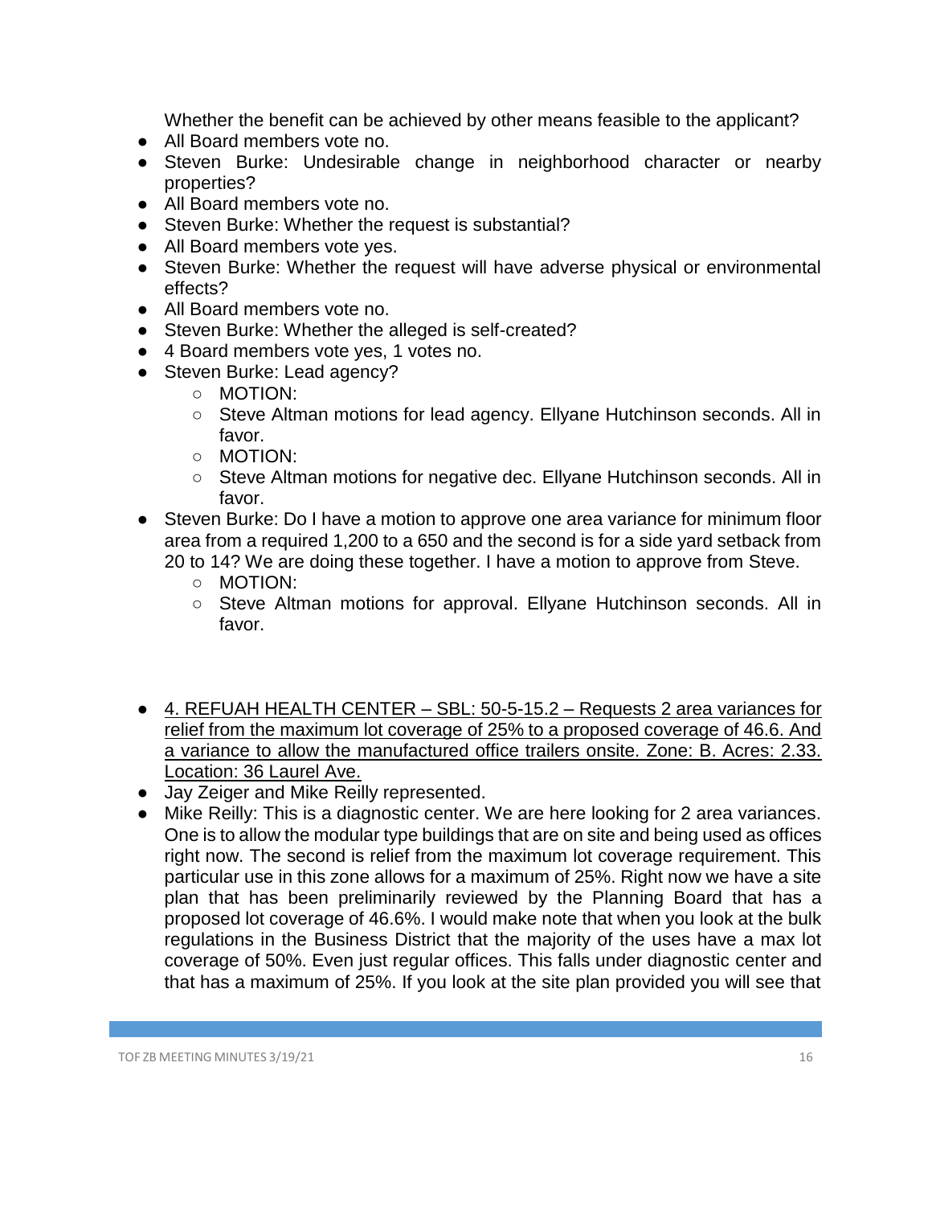Whether the benefit can be achieved by other means feasible to the applicant?

- All Board members vote no.
- Steven Burke: Undesirable change in neighborhood character or nearby properties?
- All Board members vote no.
- Steven Burke: Whether the request is substantial?
- All Board members vote yes.
- Steven Burke: Whether the request will have adverse physical or environmental effects?
- All Board members vote no.
- Steven Burke: Whether the alleged is self-created?
- 4 Board members vote yes, 1 votes no.
- Steven Burke: Lead agency?
    - MOTION:
    - Steve Altman motions for lead agency. Ellyane Hutchinson seconds. All in favor.
    - MOTION:
    - Steve Altman motions for negative dec. Ellyane Hutchinson seconds. All in favor.
- Steven Burke: Do I have a motion to approve one area variance for minimum floor area from a required 1,200 to a 650 and the second is for a side yard setback from 20 to 14? We are doing these together. I have a motion to approve from Steve.
    - MOTION:
    - Steve Altman motions for approval. Ellyane Hutchinson seconds. All in favor.

- <u>4. REFUAH HEALTH CENTER – SBL: 50-5-15.2 – Requests 2 area variances for relief from the maximum lot coverage of 25% to a proposed coverage of 46.6. And a variance to allow the manufactured office trailers onsite. Zone: B. Acres: 2.33. Location: 36 Laurel Ave.</u>
- Jay Zeiger and Mike Reilly represented.
- Mike Reilly: This is a diagnostic center. We are here looking for 2 area variances. One is to allow the modular type buildings that are on site and being used as offices right now. The second is relief from the maximum lot coverage requirement. This particular use in this zone allows for a maximum of 25%. Right now we have a site plan that has been preliminarily reviewed by the Planning Board that has a proposed lot coverage of 46.6%. I would make note that when you look at the bulk regulations in the Business District that the majority of the uses have a max lot coverage of 50%. Even just regular offices. This falls under diagnostic center and that has a maximum of 25%. If you look at the site plan provided you will see that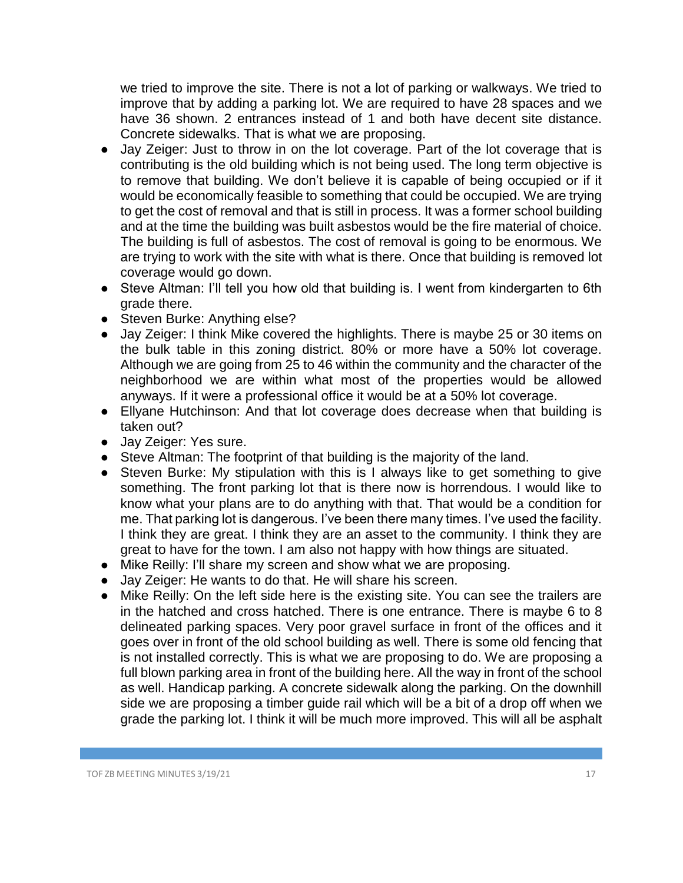we tried to improve the site. There is not a lot of parking or walkways. We tried to improve that by adding a parking lot. We are required to have 28 spaces and we have 36 shown. 2 entrances instead of 1 and both have decent site distance. Concrete sidewalks. That is what we are proposing.

- Jay Zeiger: Just to throw in on the lot coverage. Part of the lot coverage that is contributing is the old building which is not being used. The long term objective is to remove that building. We don't believe it is capable of being occupied or if it would be economically feasible to something that could be occupied. We are trying to get the cost of removal and that is still in process. It was a former school building and at the time the building was built asbestos would be the fire material of choice. The building is full of asbestos. The cost of removal is going to be enormous. We are trying to work with the site with what is there. Once that building is removed lot coverage would go down.
- Steve Altman: I'll tell you how old that building is. I went from kindergarten to 6th grade there.
- Steven Burke: Anything else?
- Jay Zeiger: I think Mike covered the highlights. There is maybe 25 or 30 items on the bulk table in this zoning district. 80% or more have a 50% lot coverage. Although we are going from 25 to 46 within the community and the character of the neighborhood we are within what most of the properties would be allowed anyways. If it were a professional office it would be at a 50% lot coverage.
- Ellyane Hutchinson: And that lot coverage does decrease when that building is taken out?
- Jay Zeiger: Yes sure.
- Steve Altman: The footprint of that building is the majority of the land.
- Steven Burke: My stipulation with this is I always like to get something to give something. The front parking lot that is there now is horrendous. I would like to know what your plans are to do anything with that. That would be a condition for me. That parking lot is dangerous. I've been there many times. I've used the facility. I think they are great. I think they are an asset to the community. I think they are great to have for the town. I am also not happy with how things are situated.
- Mike Reilly: I'll share my screen and show what we are proposing.
- Jay Zeiger: He wants to do that. He will share his screen.
- Mike Reilly: On the left side here is the existing site. You can see the trailers are in the hatched and cross hatched. There is one entrance. There is maybe 6 to 8 delineated parking spaces. Very poor gravel surface in front of the offices and it goes over in front of the old school building as well. There is some old fencing that is not installed correctly. This is what we are proposing to do. We are proposing a full blown parking area in front of the building here. All the way in front of the school as well. Handicap parking. A concrete sidewalk along the parking. On the downhill side we are proposing a timber guide rail which will be a bit of a drop off when we grade the parking lot. I think it will be much more improved. This will all be asphalt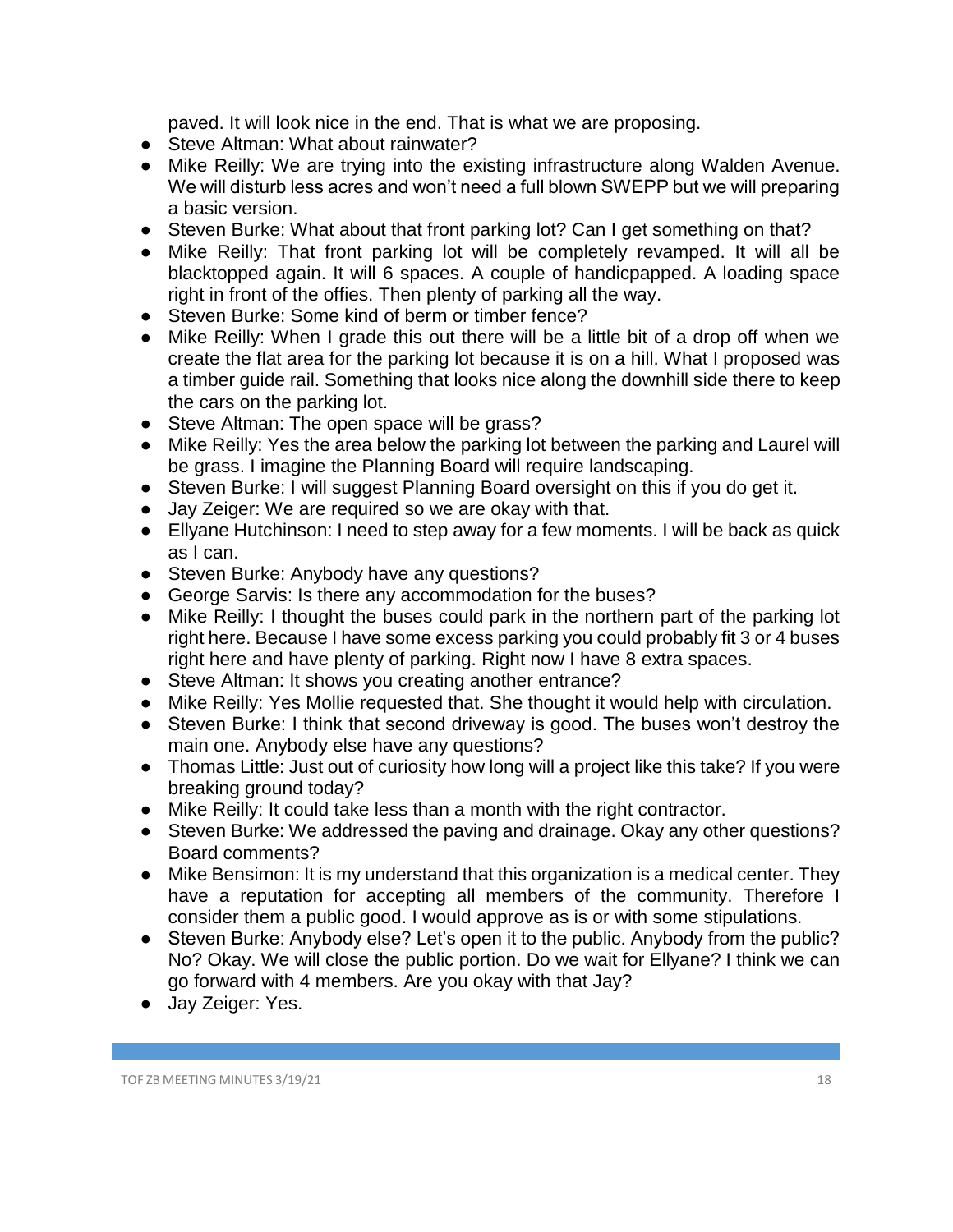paved. It will look nice in the end. That is what we are proposing.

- Steve Altman: What about rainwater?
- Mike Reilly: We are trying into the existing infrastructure along Walden Avenue. We will disturb less acres and won't need a full blown SWEPP but we will preparing a basic version.
- Steven Burke: What about that front parking lot? Can I get something on that?
- Mike Reilly: That front parking lot will be completely revamped. It will all be blacktopped again. It will 6 spaces. A couple of handicpapped. A loading space right in front of the offies. Then plenty of parking all the way.
- Steven Burke: Some kind of berm or timber fence?
- Mike Reilly: When I grade this out there will be a little bit of a drop off when we create the flat area for the parking lot because it is on a hill. What I proposed was a timber guide rail. Something that looks nice along the downhill side there to keep the cars on the parking lot.
- Steve Altman: The open space will be grass?
- Mike Reilly: Yes the area below the parking lot between the parking and Laurel will be grass. I imagine the Planning Board will require landscaping.
- Steven Burke: I will suggest Planning Board oversight on this if you do get it.
- Jay Zeiger: We are required so we are okay with that.
- Ellyane Hutchinson: I need to step away for a few moments. I will be back as quick as I can.
- Steven Burke: Anybody have any questions?
- George Sarvis: Is there any accommodation for the buses?
- Mike Reilly: I thought the buses could park in the northern part of the parking lot right here. Because I have some excess parking you could probably fit 3 or 4 buses right here and have plenty of parking. Right now I have 8 extra spaces.
- Steve Altman: It shows you creating another entrance?
- Mike Reilly: Yes Mollie requested that. She thought it would help with circulation.
- Steven Burke: I think that second driveway is good. The buses won't destroy the main one. Anybody else have any questions?
- Thomas Little: Just out of curiosity how long will a project like this take? If you were breaking ground today?
- Mike Reilly: It could take less than a month with the right contractor.
- Steven Burke: We addressed the paving and drainage. Okay any other questions? Board comments?
- Mike Bensimon: It is my understand that this organization is a medical center. They have a reputation for accepting all members of the community. Therefore I consider them a public good. I would approve as is or with some stipulations.
- Steven Burke: Anybody else? Let's open it to the public. Anybody from the public? No? Okay. We will close the public portion. Do we wait for Ellyane? I think we can go forward with 4 members. Are you okay with that Jay?
- Jay Zeiger: Yes.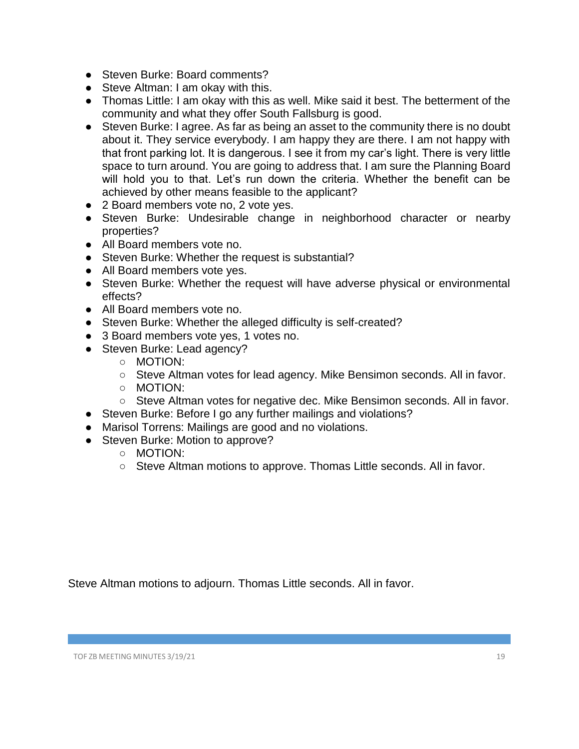- Steven Burke: Board comments?
- Steve Altman: I am okay with this.
- Thomas Little: I am okay with this as well. Mike said it best. The betterment of the community and what they offer South Fallsburg is good.
- Steven Burke: I agree. As far as being an asset to the community there is no doubt about it. They service everybody. I am happy they are there. I am not happy with that front parking lot. It is dangerous. I see it from my car's light. There is very little space to turn around. You are going to address that. I am sure the Planning Board will hold you to that. Let's run down the criteria. Whether the benefit can be achieved by other means feasible to the applicant?
- 2 Board members vote no, 2 vote yes.
- Steven Burke: Undesirable change in neighborhood character or nearby properties?
- All Board members vote no.
- Steven Burke: Whether the request is substantial?
- All Board members vote yes.
- Steven Burke: Whether the request will have adverse physical or environmental effects?
- All Board members vote no.
- Steven Burke: Whether the alleged difficulty is self-created?
- 3 Board members vote yes, 1 votes no.
- Steven Burke: Lead agency?
  - MOTION:
  - Steve Altman votes for lead agency. Mike Bensimon seconds. All in favor.
  - MOTION:
  - Steve Altman votes for negative dec. Mike Bensimon seconds. All in favor.
- Steven Burke: Before I go any further mailings and violations?
- Marisol Torrens: Mailings are good and no violations.
- Steven Burke: Motion to approve?
  - MOTION:
  - Steve Altman motions to approve. Thomas Little seconds. All in favor.

Steve Altman motions to adjourn. Thomas Little seconds. All in favor.